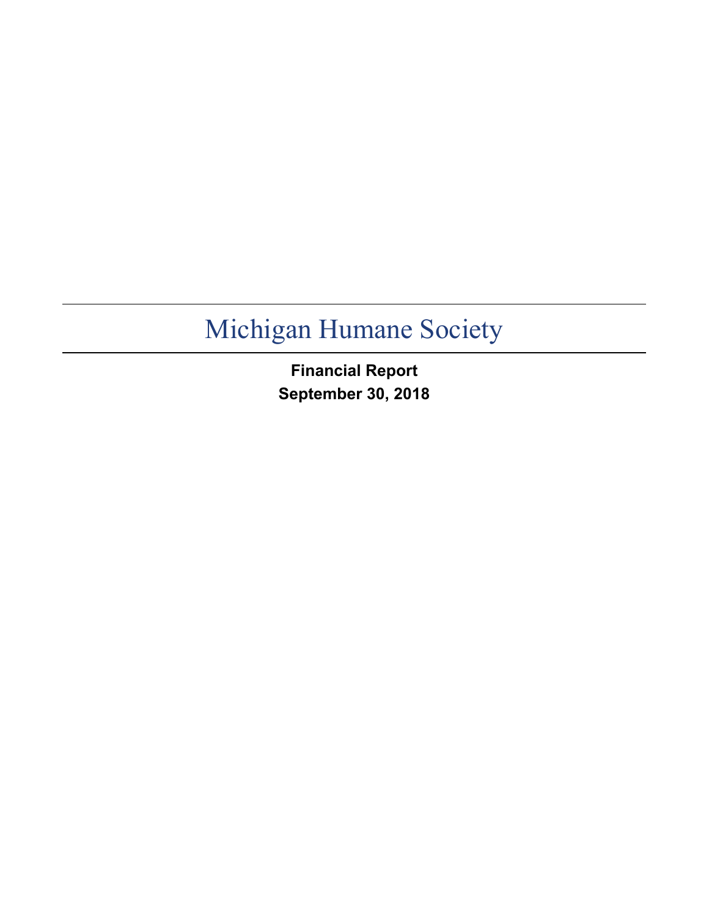# Michigan Humane Society

**Financial Report**
**September 30, 2018**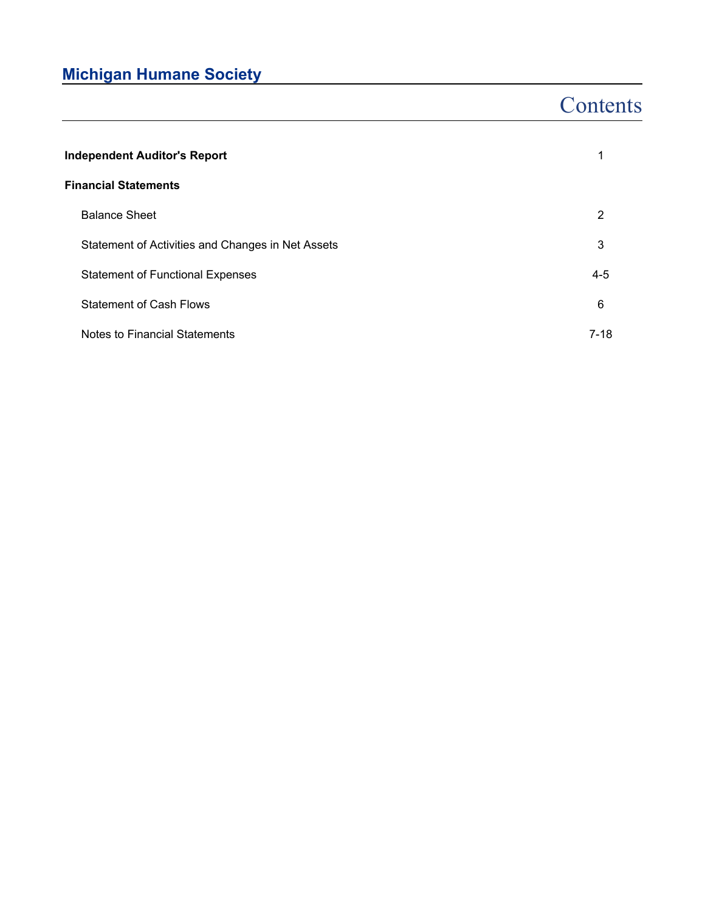# Michigan Humane Society

## Contents

| | |
|---|---|
| **Independent Auditor's Report** | 1 |
| **Financial Statements** | |
| Balance Sheet | 2 |
| Statement of Activities and Changes in Net Assets | 3 |
| Statement of Functional Expenses | 4-5 |
| Statement of Cash Flows | 6 |
| Notes to Financial Statements | 7-18 |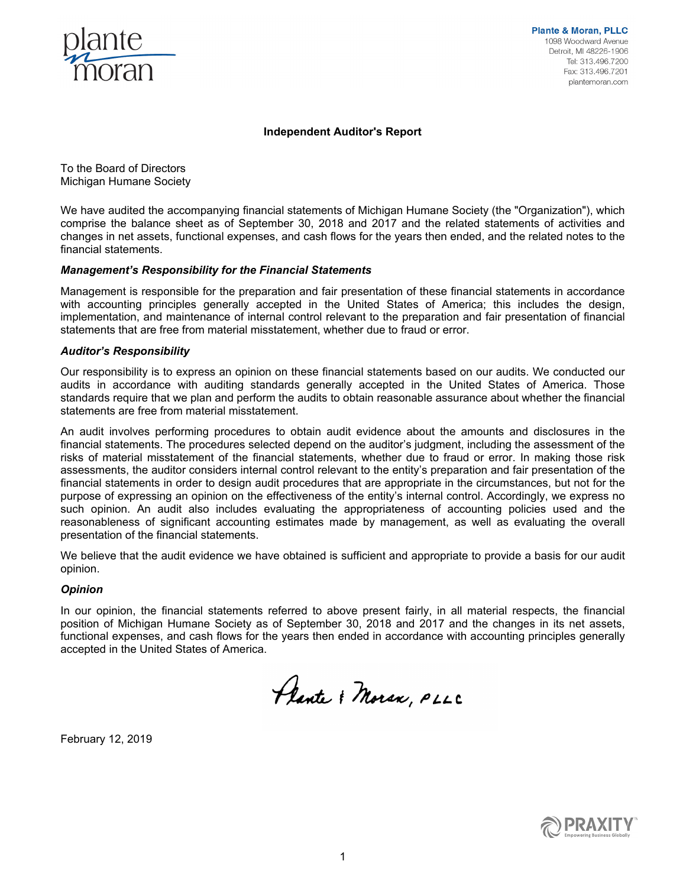Plante & Moran, PLLC
1098 Woodward Avenue
Detroit, MI 48226-1906
Tel: 313.496.7200
Fax: 313.496.7201
plantemoran.com

## Independent Auditor's Report

To the Board of Directors
Michigan Humane Society

We have audited the accompanying financial statements of Michigan Humane Society (the "Organization"), which comprise the balance sheet as of September 30, 2018 and 2017 and the related statements of activities and changes in net assets, functional expenses, and cash flows for the years then ended, and the related notes to the financial statements.

### *Management's Responsibility for the Financial Statements*

Management is responsible for the preparation and fair presentation of these financial statements in accordance with accounting principles generally accepted in the United States of America; this includes the design, implementation, and maintenance of internal control relevant to the preparation and fair presentation of financial statements that are free from material misstatement, whether due to fraud or error.

### *Auditor's Responsibility*

Our responsibility is to express an opinion on these financial statements based on our audits. We conducted our audits in accordance with auditing standards generally accepted in the United States of America. Those standards require that we plan and perform the audits to obtain reasonable assurance about whether the financial statements are free from material misstatement.

An audit involves performing procedures to obtain audit evidence about the amounts and disclosures in the financial statements. The procedures selected depend on the auditor's judgment, including the assessment of the risks of material misstatement of the financial statements, whether due to fraud or error. In making those risk assessments, the auditor considers internal control relevant to the entity's preparation and fair presentation of the financial statements in order to design audit procedures that are appropriate in the circumstances, but not for the purpose of expressing an opinion on the effectiveness of the entity's internal control. Accordingly, we express no such opinion. An audit also includes evaluating the appropriateness of accounting policies used and the reasonableness of significant accounting estimates made by management, as well as evaluating the overall presentation of the financial statements.

We believe that the audit evidence we have obtained is sufficient and appropriate to provide a basis for our audit opinion.

### *Opinion*

In our opinion, the financial statements referred to above present fairly, in all material respects, the financial position of Michigan Humane Society as of September 30, 2018 and 2017 and the changes in its net assets, functional expenses, and cash flows for the years then ended in accordance with accounting principles generally accepted in the United States of America.

Plante & Moran, PLLC

February 12, 2019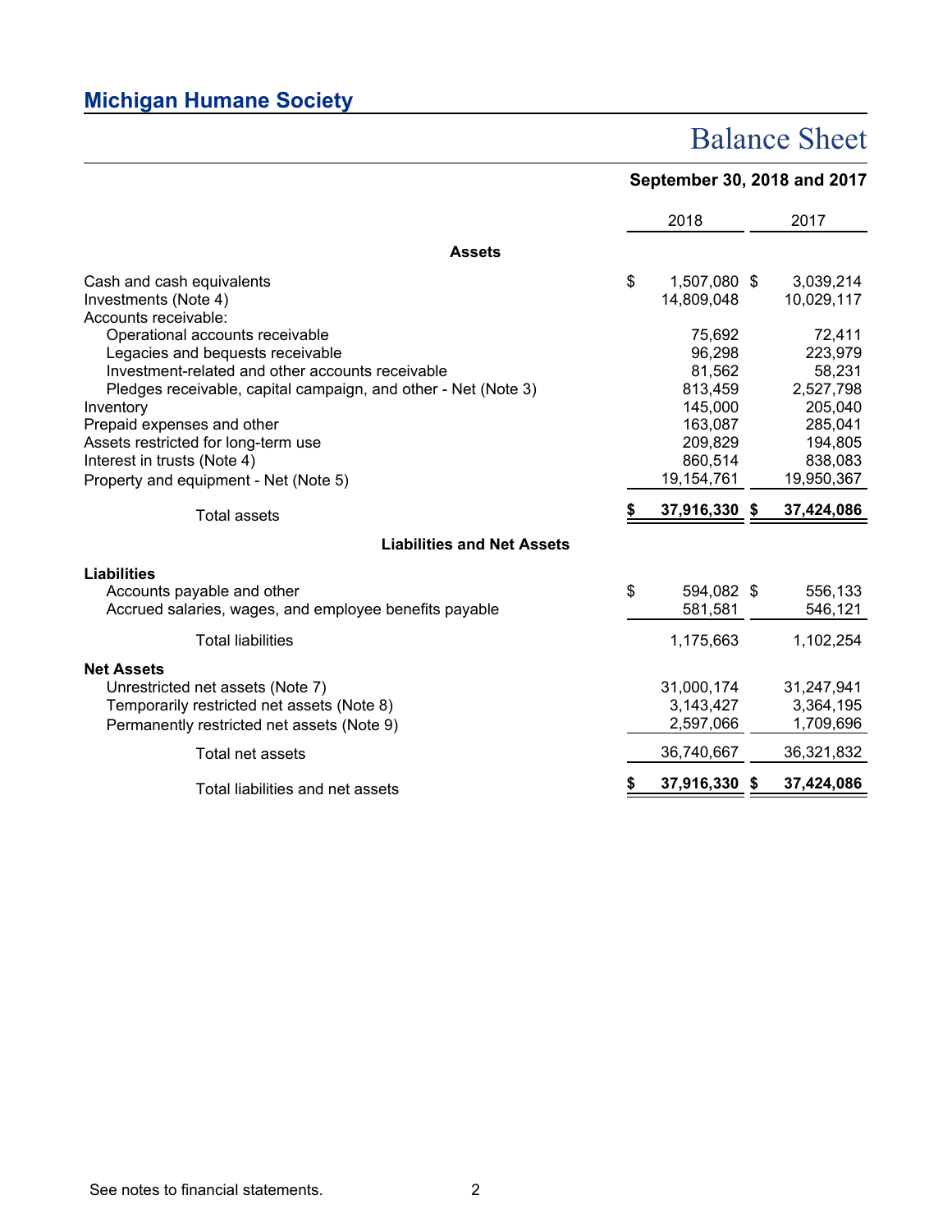## Michigan Humane Society

# Balance Sheet

**September 30, 2018 and 2017**

| | 2018 | 2017 |
|---|---|---|
| **Assets** | | |
| Cash and cash equivalents | $ 1,507,080 | $ 3,039,214 |
| Investments (Note 4) | 14,809,048 | 10,029,117 |
| Accounts receivable: | | |
| Operational accounts receivable | 75,692 | 72,411 |
| Legacies and bequests receivable | 96,298 | 223,979 |
| Investment-related and other accounts receivable | 81,562 | 58,231 |
| Pledges receivable, capital campaign, and other - Net (Note 3) | 813,459 | 2,527,798 |
| Inventory | 145,000 | 205,040 |
| Prepaid expenses and other | 163,087 | 285,041 |
| Assets restricted for long-term use | 209,829 | 194,805 |
| Interest in trusts (Note 4) | 860,514 | 838,083 |
| Property and equipment - Net (Note 5) | 19,154,761 | 19,950,367 |
| Total assets | **$ 37,916,330** | **$ 37,424,086** |
| **Liabilities and Net Assets** | | |
| **Liabilities** | | |
| Accounts payable and other | $ 594,082 | $ 556,133 |
| Accrued salaries, wages, and employee benefits payable | 581,581 | 546,121 |
| Total liabilities | 1,175,663 | 1,102,254 |
| **Net Assets** | | |
| Unrestricted net assets (Note 7) | 31,000,174 | 31,247,941 |
| Temporarily restricted net assets (Note 8) | 3,143,427 | 3,364,195 |
| Permanently restricted net assets (Note 9) | 2,597,066 | 1,709,696 |
| Total net assets | 36,740,667 | 36,321,832 |
| Total liabilities and net assets | **$ 37,916,330** | **$ 37,424,086** |

See notes to financial statements.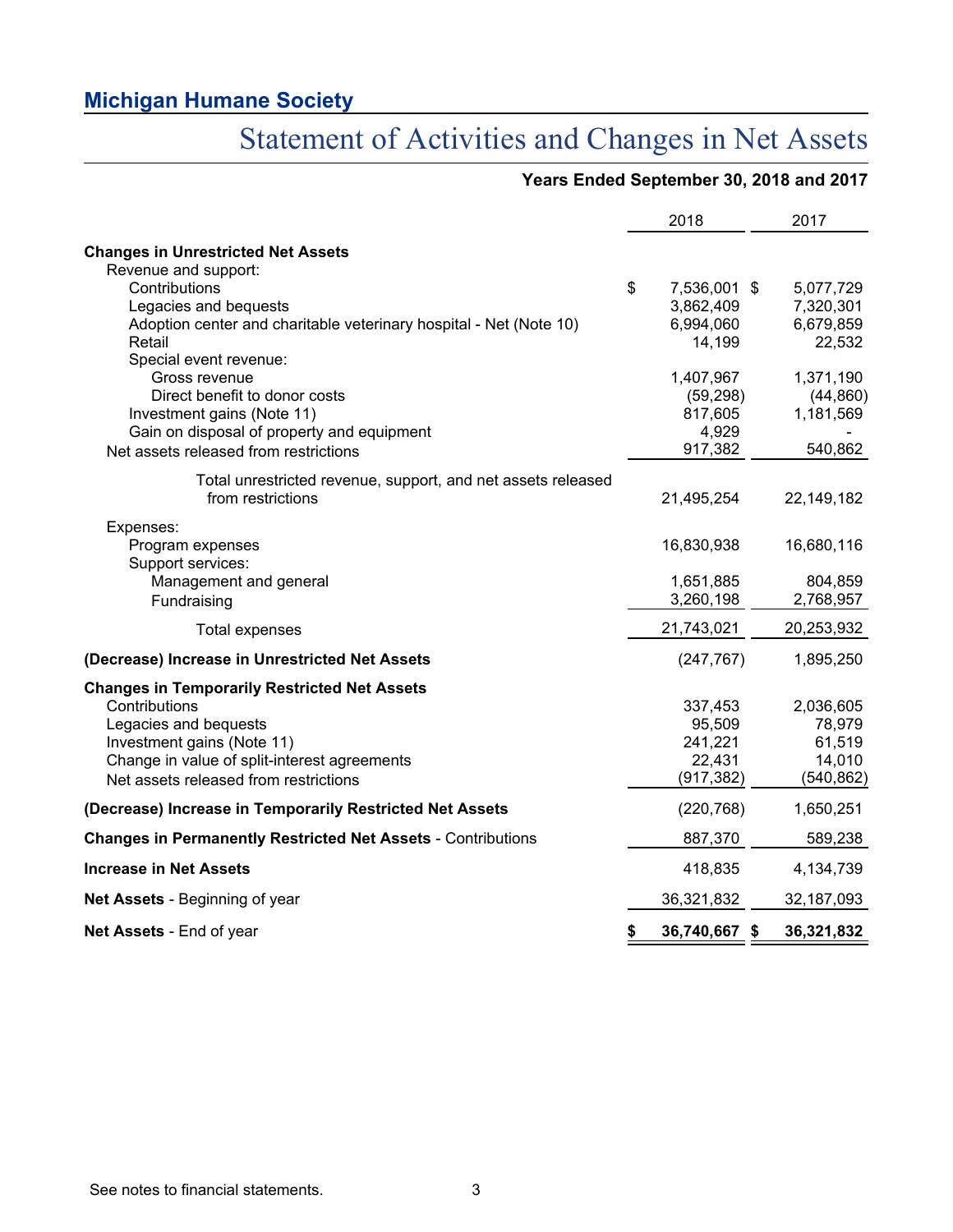## Michigan Humane Society

# Statement of Activities and Changes in Net Assets

**Years Ended September 30, 2018 and 2017**

| | 2018 | 2017 |
|---|---|---|
| **Changes in Unrestricted Net Assets** | | |
| Revenue and support: | | |
| Contributions | $ 7,536,001 | $ 5,077,729 |
| Legacies and bequests | 3,862,409 | 7,320,301 |
| Adoption center and charitable veterinary hospital - Net (Note 10) | 6,994,060 | 6,679,859 |
| Retail | 14,199 | 22,532 |
| Special event revenue: | | |
| Gross revenue | 1,407,967 | 1,371,190 |
| Direct benefit to donor costs | (59,298) | (44,860) |
| Investment gains (Note 11) | 817,605 | 1,181,569 |
| Gain on disposal of property and equipment | 4,929 | - |
| Net assets released from restrictions | 917,382 | 540,862 |
| Total unrestricted revenue, support, and net assets released from restrictions | 21,495,254 | 22,149,182 |
| Expenses: | | |
| Program expenses | 16,830,938 | 16,680,116 |
| Support services: | | |
| Management and general | 1,651,885 | 804,859 |
| Fundraising | 3,260,198 | 2,768,957 |
| Total expenses | 21,743,021 | 20,253,932 |
| **(Decrease) Increase in Unrestricted Net Assets** | (247,767) | 1,895,250 |
| **Changes in Temporarily Restricted Net Assets** | | |
| Contributions | 337,453 | 2,036,605 |
| Legacies and bequests | 95,509 | 78,979 |
| Investment gains (Note 11) | 241,221 | 61,519 |
| Change in value of split-interest agreements | 22,431 | 14,010 |
| Net assets released from restrictions | (917,382) | (540,862) |
| **(Decrease) Increase in Temporarily Restricted Net Assets** | (220,768) | 1,650,251 |
| **Changes in Permanently Restricted Net Assets** - Contributions | 887,370 | 589,238 |
| **Increase in Net Assets** | 418,835 | 4,134,739 |
| **Net Assets** - Beginning of year | 36,321,832 | 32,187,093 |
| **Net Assets** - End of year | **$ 36,740,667** | **$ 36,321,832** |

See notes to financial statements.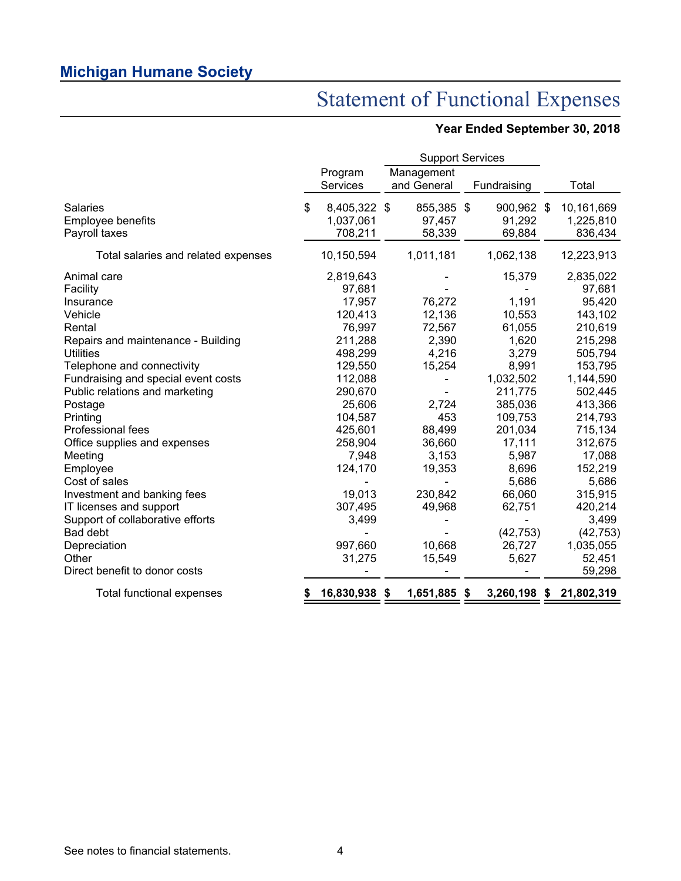## Michigan Humane Society

# Statement of Functional Expenses

**Year Ended September 30, 2018**

| | Program Services | Support Services: Management and General | Support Services: Fundraising | Total |
|---|---|---|---|---|
| Salaries | $ 8,405,322 | $ 855,385 | $ 900,962 | $ 10,161,669 |
| Employee benefits | 1,037,061 | 97,457 | 91,292 | 1,225,810 |
| Payroll taxes | 708,211 | 58,339 | 69,884 | 836,434 |
| Total salaries and related expenses | 10,150,594 | 1,011,181 | 1,062,138 | 12,223,913 |
| Animal care | 2,819,643 | - | 15,379 | 2,835,022 |
| Facility | 97,681 | - | - | 97,681 |
| Insurance | 17,957 | 76,272 | 1,191 | 95,420 |
| Vehicle | 120,413 | 12,136 | 10,553 | 143,102 |
| Rental | 76,997 | 72,567 | 61,055 | 210,619 |
| Repairs and maintenance - Building | 211,288 | 2,390 | 1,620 | 215,298 |
| Utilities | 498,299 | 4,216 | 3,279 | 505,794 |
| Telephone and connectivity | 129,550 | 15,254 | 8,991 | 153,795 |
| Fundraising and special event costs | 112,088 | - | 1,032,502 | 1,144,590 |
| Public relations and marketing | 290,670 | - | 211,775 | 502,445 |
| Postage | 25,606 | 2,724 | 385,036 | 413,366 |
| Printing | 104,587 | 453 | 109,753 | 214,793 |
| Professional fees | 425,601 | 88,499 | 201,034 | 715,134 |
| Office supplies and expenses | 258,904 | 36,660 | 17,111 | 312,675 |
| Meeting | 7,948 | 3,153 | 5,987 | 17,088 |
| Employee | 124,170 | 19,353 | 8,696 | 152,219 |
| Cost of sales | - | - | 5,686 | 5,686 |
| Investment and banking fees | 19,013 | 230,842 | 66,060 | 315,915 |
| IT licenses and support | 307,495 | 49,968 | 62,751 | 420,214 |
| Support of collaborative efforts | 3,499 | - | - | 3,499 |
| Bad debt | - | - | (42,753) | (42,753) |
| Depreciation | 997,660 | 10,668 | 26,727 | 1,035,055 |
| Other | 31,275 | 15,549 | 5,627 | 52,451 |
| Direct benefit to donor costs | - | - | - | 59,298 |
| **Total functional expenses** | **$ 16,830,938** | **$ 1,651,885** | **$ 3,260,198** | **$ 21,802,319** |

See notes to financial statements.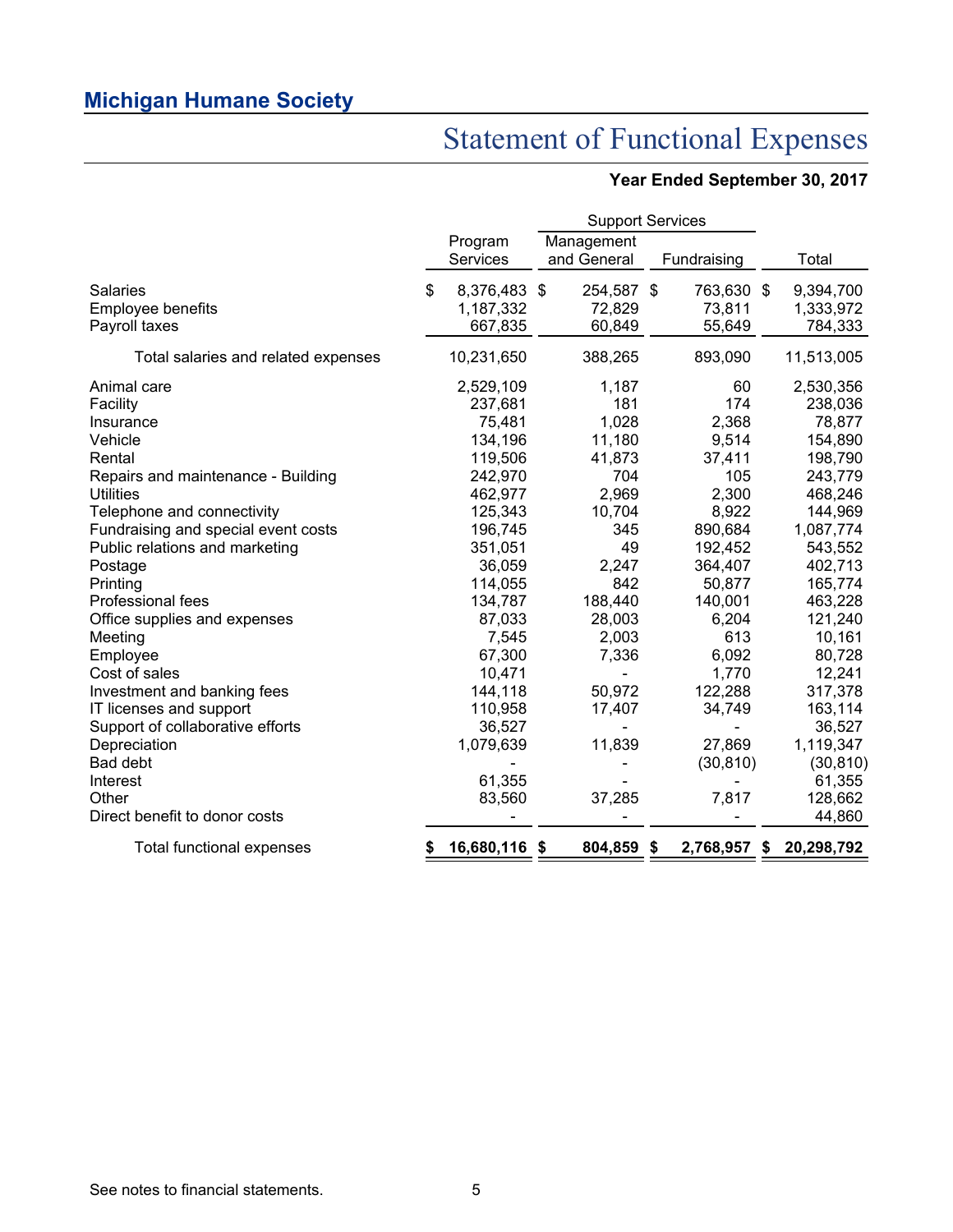## Michigan Humane Society

# Statement of Functional Expenses

**Year Ended September 30, 2017**

| | Program Services | Support Services | | Total |
|---|---|---|---|---|
| | | Management and General | Fundraising | |
| Salaries | $ 8,376,483 | $ 254,587 | $ 763,630 | $ 9,394,700 |
| Employee benefits | 1,187,332 | 72,829 | 73,811 | 1,333,972 |
| Payroll taxes | 667,835 | 60,849 | 55,649 | 784,333 |
| Total salaries and related expenses | 10,231,650 | 388,265 | 893,090 | 11,513,005 |
| Animal care | 2,529,109 | 1,187 | 60 | 2,530,356 |
| Facility | 237,681 | 181 | 174 | 238,036 |
| Insurance | 75,481 | 1,028 | 2,368 | 78,877 |
| Vehicle | 134,196 | 11,180 | 9,514 | 154,890 |
| Rental | 119,506 | 41,873 | 37,411 | 198,790 |
| Repairs and maintenance - Building | 242,970 | 704 | 105 | 243,779 |
| Utilities | 462,977 | 2,969 | 2,300 | 468,246 |
| Telephone and connectivity | 125,343 | 10,704 | 8,922 | 144,969 |
| Fundraising and special event costs | 196,745 | 345 | 890,684 | 1,087,774 |
| Public relations and marketing | 351,051 | 49 | 192,452 | 543,552 |
| Postage | 36,059 | 2,247 | 364,407 | 402,713 |
| Printing | 114,055 | 842 | 50,877 | 165,774 |
| Professional fees | 134,787 | 188,440 | 140,001 | 463,228 |
| Office supplies and expenses | 87,033 | 28,003 | 6,204 | 121,240 |
| Meeting | 7,545 | 2,003 | 613 | 10,161 |
| Employee | 67,300 | 7,336 | 6,092 | 80,728 |
| Cost of sales | 10,471 | - | 1,770 | 12,241 |
| Investment and banking fees | 144,118 | 50,972 | 122,288 | 317,378 |
| IT licenses and support | 110,958 | 17,407 | 34,749 | 163,114 |
| Support of collaborative efforts | 36,527 | - | - | 36,527 |
| Depreciation | 1,079,639 | 11,839 | 27,869 | 1,119,347 |
| Bad debt | - | - | (30,810) | (30,810) |
| Interest | 61,355 | - | - | 61,355 |
| Other | 83,560 | 37,285 | 7,817 | 128,662 |
| Direct benefit to donor costs | - | - | - | 44,860 |
| Total functional expenses | **$ 16,680,116** | **$ 804,859** | **$ 2,768,957** | **$ 20,298,792** |

See notes to financial statements.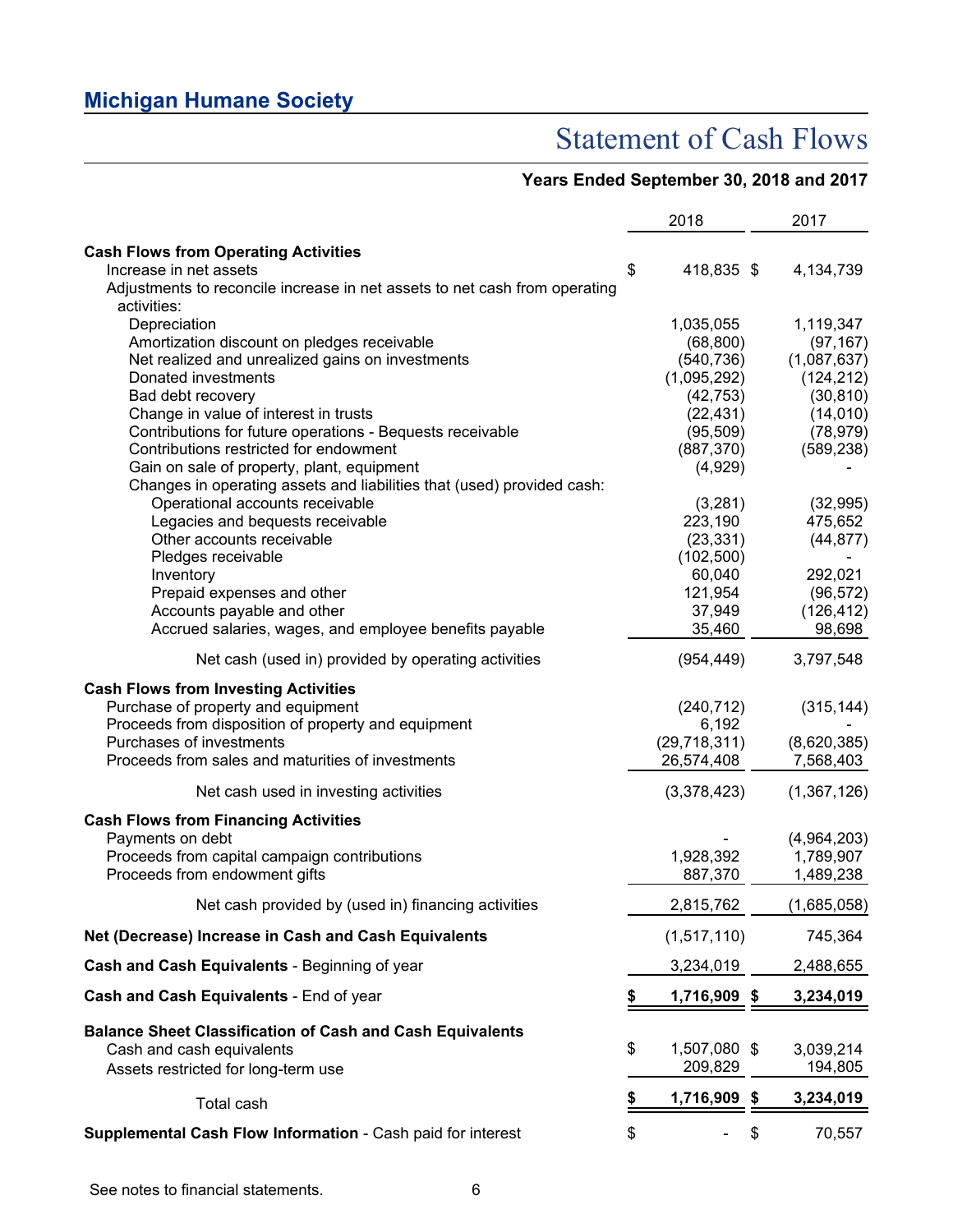## Michigan Humane Society

# Statement of Cash Flows

### Years Ended September 30, 2018 and 2017

| | 2018 | 2017 |
|---|---|---|
| **Cash Flows from Operating Activities** | | |
| Increase in net assets | $ 418,835 | $ 4,134,739 |
| Adjustments to reconcile increase in net assets to net cash from operating activities: | | |
| Depreciation | 1,035,055 | 1,119,347 |
| Amortization discount on pledges receivable | (68,800) | (97,167) |
| Net realized and unrealized gains on investments | (540,736) | (1,087,637) |
| Donated investments | (1,095,292) | (124,212) |
| Bad debt recovery | (42,753) | (30,810) |
| Change in value of interest in trusts | (22,431) | (14,010) |
| Contributions for future operations - Bequests receivable | (95,509) | (78,979) |
| Contributions restricted for endowment | (887,370) | (589,238) |
| Gain on sale of property, plant, equipment | (4,929) | - |
| Changes in operating assets and liabilities that (used) provided cash: | | |
| Operational accounts receivable | (3,281) | (32,995) |
| Legacies and bequests receivable | 223,190 | 475,652 |
| Other accounts receivable | (23,331) | (44,877) |
| Pledges receivable | (102,500) | - |
| Inventory | 60,040 | 292,021 |
| Prepaid expenses and other | 121,954 | (96,572) |
| Accounts payable and other | 37,949 | (126,412) |
| Accrued salaries, wages, and employee benefits payable | 35,460 | 98,698 |
| Net cash (used in) provided by operating activities | (954,449) | 3,797,548 |
| **Cash Flows from Investing Activities** | | |
| Purchase of property and equipment | (240,712) | (315,144) |
| Proceeds from disposition of property and equipment | 6,192 | - |
| Purchases of investments | (29,718,311) | (8,620,385) |
| Proceeds from sales and maturities of investments | 26,574,408 | 7,568,403 |
| Net cash used in investing activities | (3,378,423) | (1,367,126) |
| **Cash Flows from Financing Activities** | | |
| Payments on debt | - | (4,964,203) |
| Proceeds from capital campaign contributions | 1,928,392 | 1,789,907 |
| Proceeds from endowment gifts | 887,370 | 1,489,238 |
| Net cash provided by (used in) financing activities | 2,815,762 | (1,685,058) |
| **Net (Decrease) Increase in Cash and Cash Equivalents** | (1,517,110) | 745,364 |
| **Cash and Cash Equivalents** - Beginning of year | 3,234,019 | 2,488,655 |
| **Cash and Cash Equivalents** - End of year | **$ 1,716,909** | **$ 3,234,019** |
| **Balance Sheet Classification of Cash and Cash Equivalents** | | |
| Cash and cash equivalents | $ 1,507,080 | $ 3,039,214 |
| Assets restricted for long-term use | 209,829 | 194,805 |
| Total cash | **$ 1,716,909** | **$ 3,234,019** |
| **Supplemental Cash Flow Information** - Cash paid for interest | $ - | $ 70,557 |

See notes to financial statements.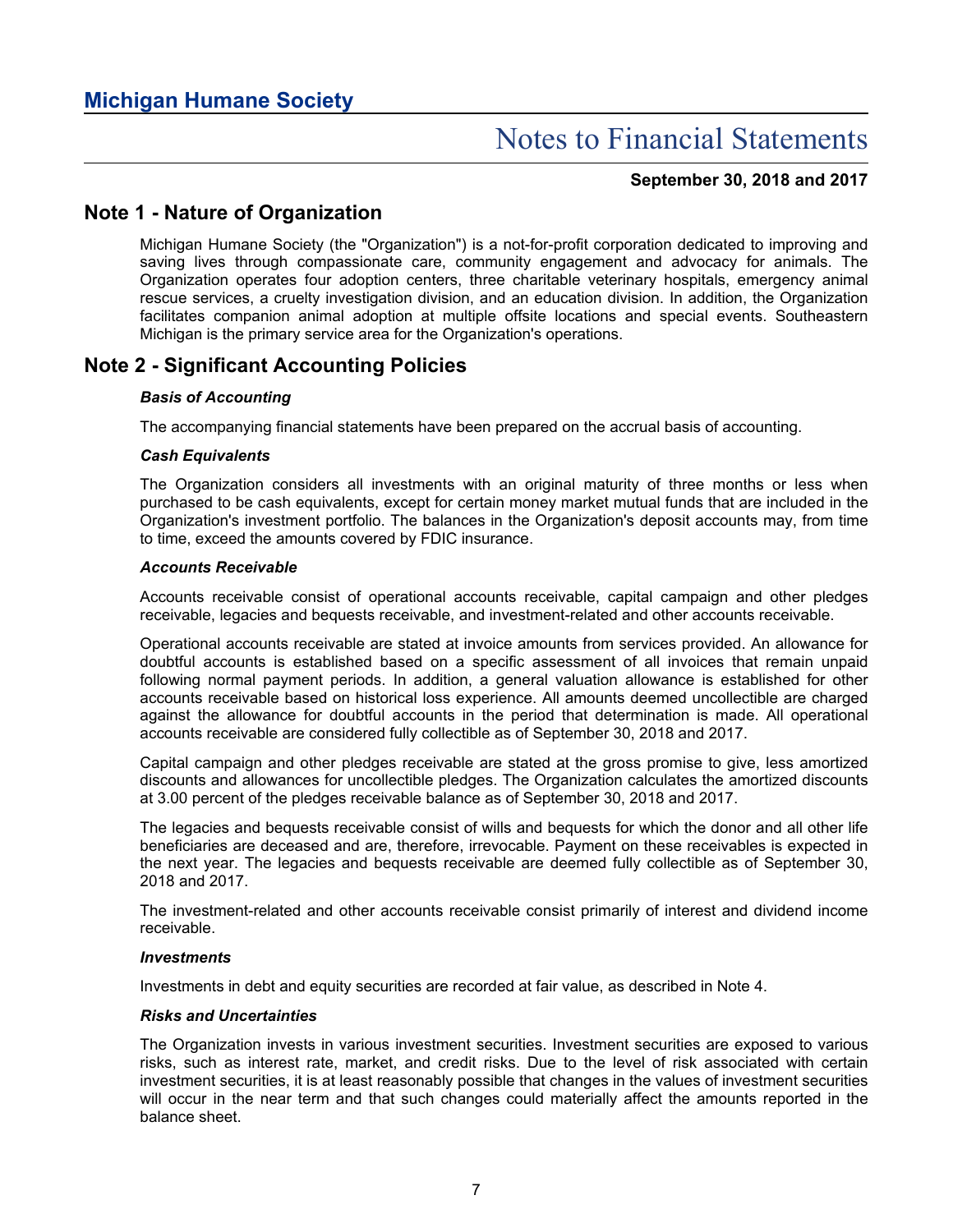# Michigan Humane Society

## Notes to Financial Statements

**September 30, 2018 and 2017**

## Note 1 - Nature of Organization

Michigan Humane Society (the "Organization") is a not-for-profit corporation dedicated to improving and saving lives through compassionate care, community engagement and advocacy for animals. The Organization operates four adoption centers, three charitable veterinary hospitals, emergency animal rescue services, a cruelty investigation division, and an education division. In addition, the Organization facilitates companion animal adoption at multiple offsite locations and special events. Southeastern Michigan is the primary service area for the Organization's operations.

## Note 2 - Significant Accounting Policies

***Basis of Accounting***

The accompanying financial statements have been prepared on the accrual basis of accounting.

***Cash Equivalents***

The Organization considers all investments with an original maturity of three months or less when purchased to be cash equivalents, except for certain money market mutual funds that are included in the Organization's investment portfolio. The balances in the Organization's deposit accounts may, from time to time, exceed the amounts covered by FDIC insurance.

***Accounts Receivable***

Accounts receivable consist of operational accounts receivable, capital campaign and other pledges receivable, legacies and bequests receivable, and investment-related and other accounts receivable.

Operational accounts receivable are stated at invoice amounts from services provided. An allowance for doubtful accounts is established based on a specific assessment of all invoices that remain unpaid following normal payment periods. In addition, a general valuation allowance is established for other accounts receivable based on historical loss experience. All amounts deemed uncollectible are charged against the allowance for doubtful accounts in the period that determination is made. All operational accounts receivable are considered fully collectible as of September 30, 2018 and 2017.

Capital campaign and other pledges receivable are stated at the gross promise to give, less amortized discounts and allowances for uncollectible pledges. The Organization calculates the amortized discounts at 3.00 percent of the pledges receivable balance as of September 30, 2018 and 2017.

The legacies and bequests receivable consist of wills and bequests for which the donor and all other life beneficiaries are deceased and are, therefore, irrevocable. Payment on these receivables is expected in the next year. The legacies and bequests receivable are deemed fully collectible as of September 30, 2018 and 2017.

The investment-related and other accounts receivable consist primarily of interest and dividend income receivable.

***Investments***

Investments in debt and equity securities are recorded at fair value, as described in Note 4.

***Risks and Uncertainties***

The Organization invests in various investment securities. Investment securities are exposed to various risks, such as interest rate, market, and credit risks. Due to the level of risk associated with certain investment securities, it is at least reasonably possible that changes in the values of investment securities will occur in the near term and that such changes could materially affect the amounts reported in the balance sheet.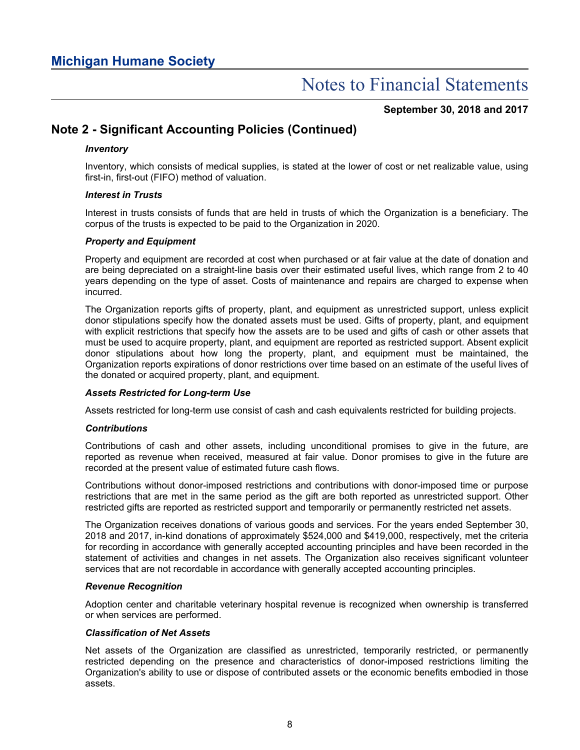## Note 2 - Significant Accounting Policies (Continued)

***Inventory***

Inventory, which consists of medical supplies, is stated at the lower of cost or net realizable value, using first-in, first-out (FIFO) method of valuation.

***Interest in Trusts***

Interest in trusts consists of funds that are held in trusts of which the Organization is a beneficiary. The corpus of the trusts is expected to be paid to the Organization in 2020.

***Property and Equipment***

Property and equipment are recorded at cost when purchased or at fair value at the date of donation and are being depreciated on a straight-line basis over their estimated useful lives, which range from 2 to 40 years depending on the type of asset. Costs of maintenance and repairs are charged to expense when incurred.

The Organization reports gifts of property, plant, and equipment as unrestricted support, unless explicit donor stipulations specify how the donated assets must be used. Gifts of property, plant, and equipment with explicit restrictions that specify how the assets are to be used and gifts of cash or other assets that must be used to acquire property, plant, and equipment are reported as restricted support. Absent explicit donor stipulations about how long the property, plant, and equipment must be maintained, the Organization reports expirations of donor restrictions over time based on an estimate of the useful lives of the donated or acquired property, plant, and equipment.

***Assets Restricted for Long-term Use***

Assets restricted for long-term use consist of cash and cash equivalents restricted for building projects.

***Contributions***

Contributions of cash and other assets, including unconditional promises to give in the future, are reported as revenue when received, measured at fair value. Donor promises to give in the future are recorded at the present value of estimated future cash flows.

Contributions without donor-imposed restrictions and contributions with donor-imposed time or purpose restrictions that are met in the same period as the gift are both reported as unrestricted support. Other restricted gifts are reported as restricted support and temporarily or permanently restricted net assets.

The Organization receives donations of various goods and services. For the years ended September 30, 2018 and 2017, in-kind donations of approximately $524,000 and $419,000, respectively, met the criteria for recording in accordance with generally accepted accounting principles and have been recorded in the statement of activities and changes in net assets. The Organization also receives significant volunteer services that are not recordable in accordance with generally accepted accounting principles.

***Revenue Recognition***

Adoption center and charitable veterinary hospital revenue is recognized when ownership is transferred or when services are performed.

***Classification of Net Assets***

Net assets of the Organization are classified as unrestricted, temporarily restricted, or permanently restricted depending on the presence and characteristics of donor-imposed restrictions limiting the Organization's ability to use or dispose of contributed assets or the economic benefits embodied in those assets.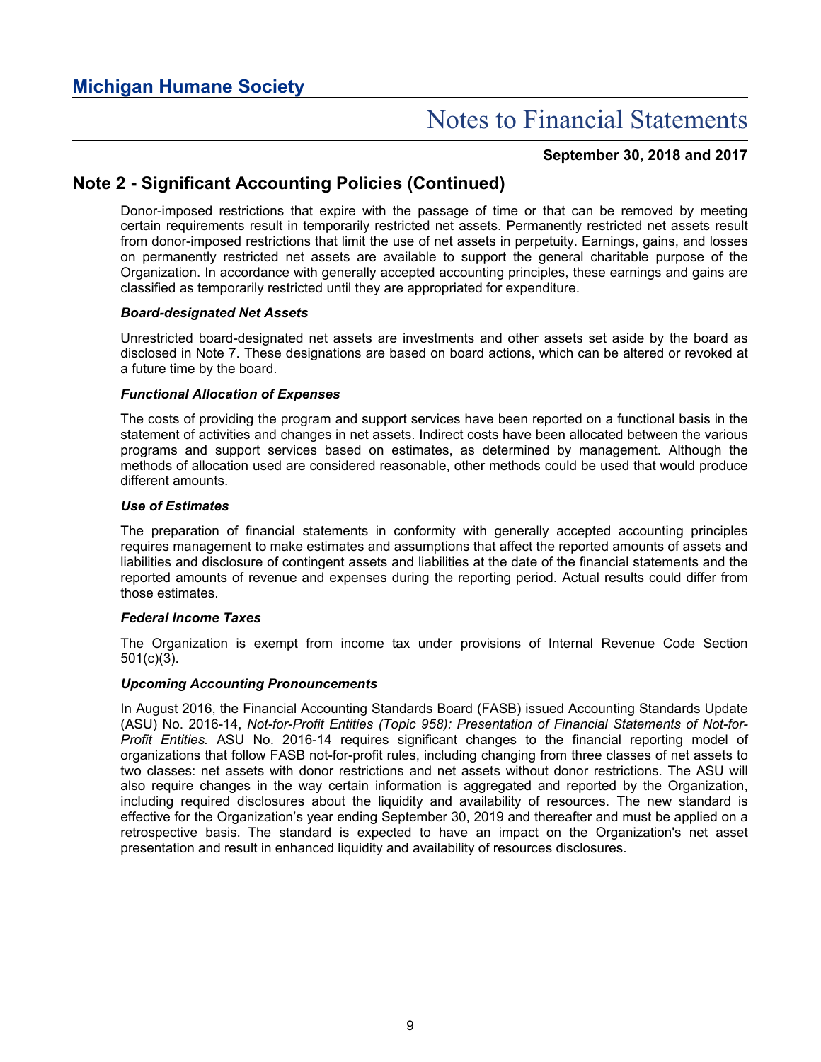## Note 2 - Significant Accounting Policies (Continued)

Donor-imposed restrictions that expire with the passage of time or that can be removed by meeting certain requirements result in temporarily restricted net assets. Permanently restricted net assets result from donor-imposed restrictions that limit the use of net assets in perpetuity. Earnings, gains, and losses on permanently restricted net assets are available to support the general charitable purpose of the Organization. In accordance with generally accepted accounting principles, these earnings and gains are classified as temporarily restricted until they are appropriated for expenditure.

***Board-designated Net Assets***

Unrestricted board-designated net assets are investments and other assets set aside by the board as disclosed in Note 7. These designations are based on board actions, which can be altered or revoked at a future time by the board.

***Functional Allocation of Expenses***

The costs of providing the program and support services have been reported on a functional basis in the statement of activities and changes in net assets. Indirect costs have been allocated between the various programs and support services based on estimates, as determined by management. Although the methods of allocation used are considered reasonable, other methods could be used that would produce different amounts.

***Use of Estimates***

The preparation of financial statements in conformity with generally accepted accounting principles requires management to make estimates and assumptions that affect the reported amounts of assets and liabilities and disclosure of contingent assets and liabilities at the date of the financial statements and the reported amounts of revenue and expenses during the reporting period. Actual results could differ from those estimates.

***Federal Income Taxes***

The Organization is exempt from income tax under provisions of Internal Revenue Code Section 501(c)(3).

***Upcoming Accounting Pronouncements***

In August 2016, the Financial Accounting Standards Board (FASB) issued Accounting Standards Update (ASU) No. 2016-14, *Not-for-Profit Entities (Topic 958): Presentation of Financial Statements of Not-for-Profit Entities*. ASU No. 2016-14 requires significant changes to the financial reporting model of organizations that follow FASB not-for-profit rules, including changing from three classes of net assets to two classes: net assets with donor restrictions and net assets without donor restrictions. The ASU will also require changes in the way certain information is aggregated and reported by the Organization, including required disclosures about the liquidity and availability of resources. The new standard is effective for the Organization's year ending September 30, 2019 and thereafter and must be applied on a retrospective basis. The standard is expected to have an impact on the Organization's net asset presentation and result in enhanced liquidity and availability of resources disclosures.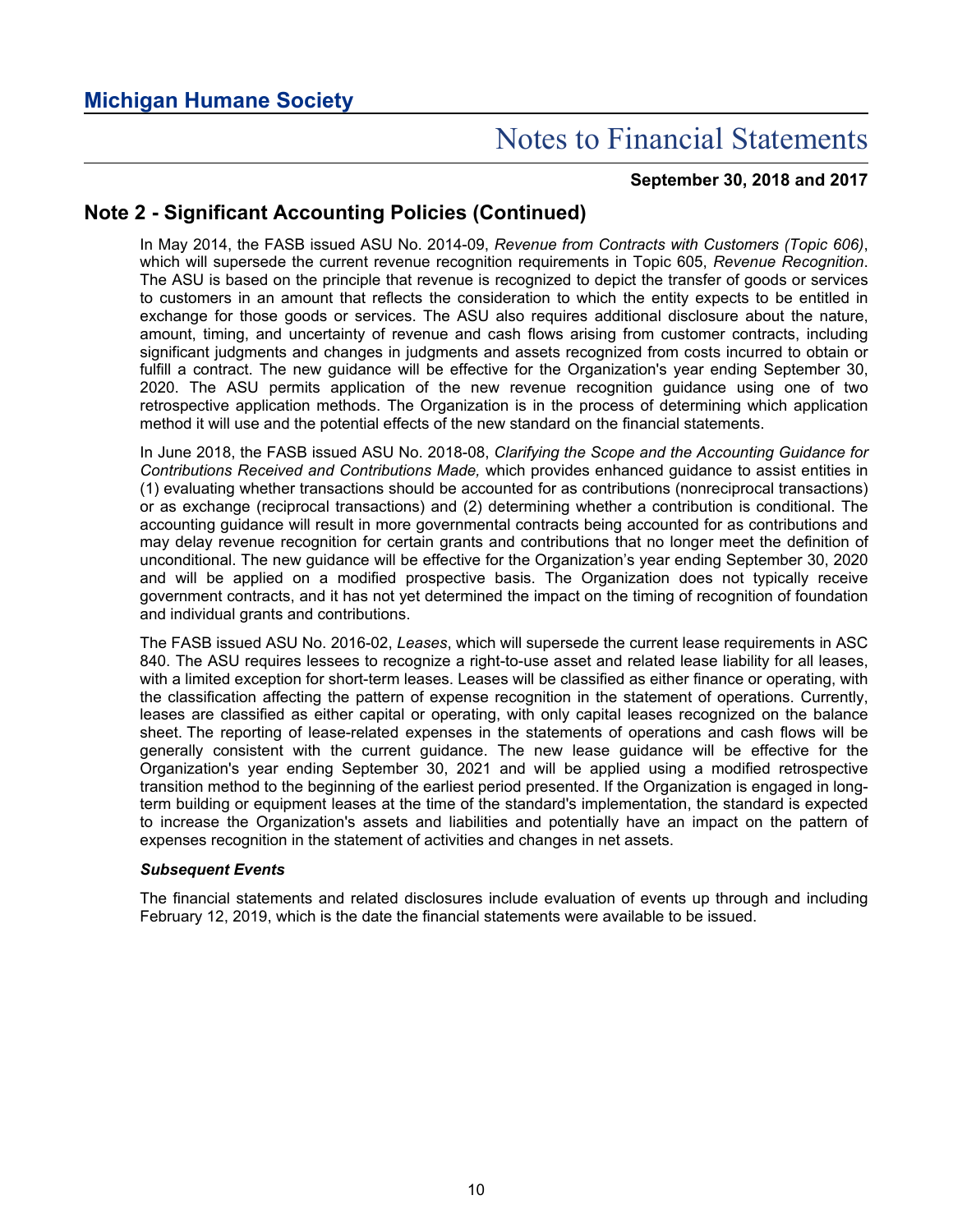## Note 2 - Significant Accounting Policies (Continued)

In May 2014, the FASB issued ASU No. 2014-09, *Revenue from Contracts with Customers (Topic 606)*, which will supersede the current revenue recognition requirements in Topic 605, *Revenue Recognition*. The ASU is based on the principle that revenue is recognized to depict the transfer of goods or services to customers in an amount that reflects the consideration to which the entity expects to be entitled in exchange for those goods or services. The ASU also requires additional disclosure about the nature, amount, timing, and uncertainty of revenue and cash flows arising from customer contracts, including significant judgments and changes in judgments and assets recognized from costs incurred to obtain or fulfill a contract. The new guidance will be effective for the Organization's year ending September 30, 2020. The ASU permits application of the new revenue recognition guidance using one of two retrospective application methods. The Organization is in the process of determining which application method it will use and the potential effects of the new standard on the financial statements.

In June 2018, the FASB issued ASU No. 2018-08, *Clarifying the Scope and the Accounting Guidance for Contributions Received and Contributions Made,* which provides enhanced guidance to assist entities in (1) evaluating whether transactions should be accounted for as contributions (nonreciprocal transactions) or as exchange (reciprocal transactions) and (2) determining whether a contribution is conditional. The accounting guidance will result in more governmental contracts being accounted for as contributions and may delay revenue recognition for certain grants and contributions that no longer meet the definition of unconditional. The new guidance will be effective for the Organization's year ending September 30, 2020 and will be applied on a modified prospective basis. The Organization does not typically receive government contracts, and it has not yet determined the impact on the timing of recognition of foundation and individual grants and contributions.

The FASB issued ASU No. 2016-02, *Leases*, which will supersede the current lease requirements in ASC 840. The ASU requires lessees to recognize a right-to-use asset and related lease liability for all leases, with a limited exception for short-term leases. Leases will be classified as either finance or operating, with the classification affecting the pattern of expense recognition in the statement of operations. Currently, leases are classified as either capital or operating, with only capital leases recognized on the balance sheet. The reporting of lease-related expenses in the statements of operations and cash flows will be generally consistent with the current guidance. The new lease guidance will be effective for the Organization's year ending September 30, 2021 and will be applied using a modified retrospective transition method to the beginning of the earliest period presented. If the Organization is engaged in long-term building or equipment leases at the time of the standard's implementation, the standard is expected to increase the Organization's assets and liabilities and potentially have an impact on the pattern of expenses recognition in the statement of activities and changes in net assets.

***Subsequent Events***

The financial statements and related disclosures include evaluation of events up through and including February 12, 2019, which is the date the financial statements were available to be issued.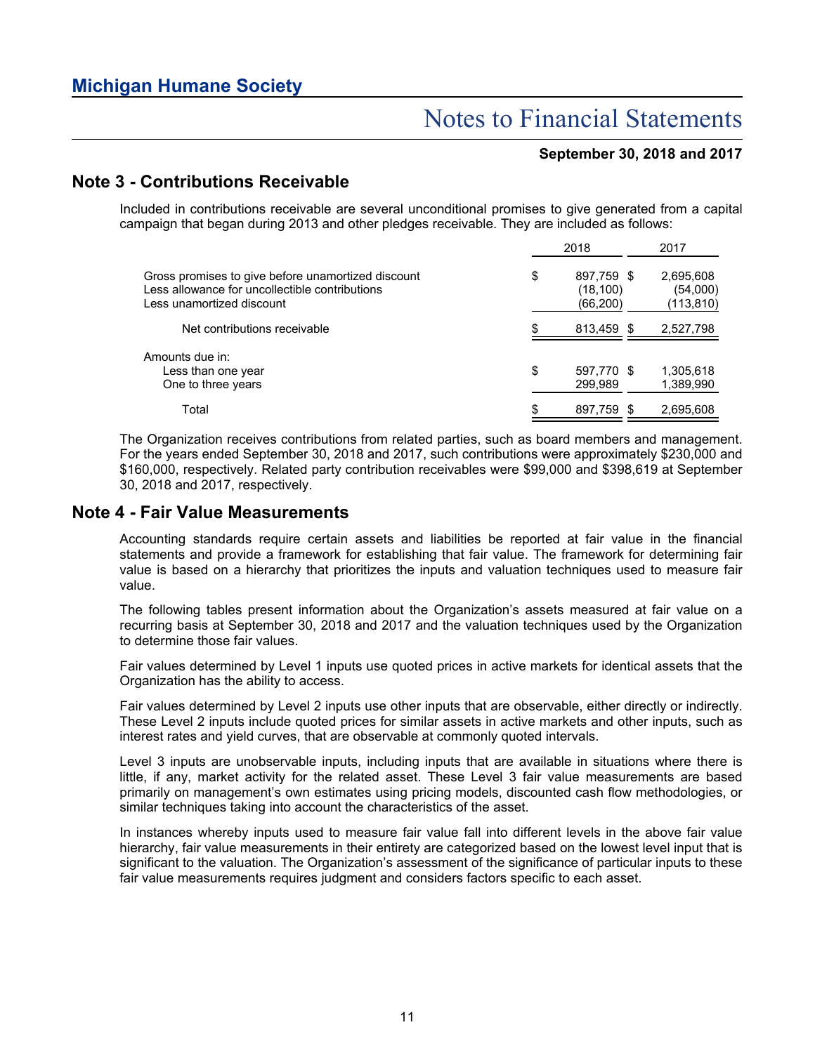# Michigan Humane Society

## Notes to Financial Statements

**September 30, 2018 and 2017**

## Note 3 - Contributions Receivable

Included in contributions receivable are several unconditional promises to give generated from a capital campaign that began during 2013 and other pledges receivable. They are included as follows:

| | 2018 | 2017 |
|---|---|---|
| Gross promises to give before unamortized discount | $ 897,759 | $ 2,695,608 |
| Less allowance for uncollectible contributions | (18,100) | (54,000) |
| Less unamortized discount | (66,200) | (113,810) |
| Net contributions receivable | $ 813,459 | $ 2,527,798 |
| Amounts due in: | | |
| Less than one year | $ 597,770 | $ 1,305,618 |
| One to three years | 299,989 | 1,389,990 |
| Total | $ 897,759 | $ 2,695,608 |

The Organization receives contributions from related parties, such as board members and management. For the years ended September 30, 2018 and 2017, such contributions were approximately $230,000 and $160,000, respectively. Related party contribution receivables were $99,000 and $398,619 at September 30, 2018 and 2017, respectively.

## Note 4 - Fair Value Measurements

Accounting standards require certain assets and liabilities be reported at fair value in the financial statements and provide a framework for establishing that fair value. The framework for determining fair value is based on a hierarchy that prioritizes the inputs and valuation techniques used to measure fair value.

The following tables present information about the Organization's assets measured at fair value on a recurring basis at September 30, 2018 and 2017 and the valuation techniques used by the Organization to determine those fair values.

Fair values determined by Level 1 inputs use quoted prices in active markets for identical assets that the Organization has the ability to access.

Fair values determined by Level 2 inputs use other inputs that are observable, either directly or indirectly. These Level 2 inputs include quoted prices for similar assets in active markets and other inputs, such as interest rates and yield curves, that are observable at commonly quoted intervals.

Level 3 inputs are unobservable inputs, including inputs that are available in situations where there is little, if any, market activity for the related asset. These Level 3 fair value measurements are based primarily on management's own estimates using pricing models, discounted cash flow methodologies, or similar techniques taking into account the characteristics of the asset.

In instances whereby inputs used to measure fair value fall into different levels in the above fair value hierarchy, fair value measurements in their entirety are categorized based on the lowest level input that is significant to the valuation. The Organization's assessment of the significance of particular inputs to these fair value measurements requires judgment and considers factors specific to each asset.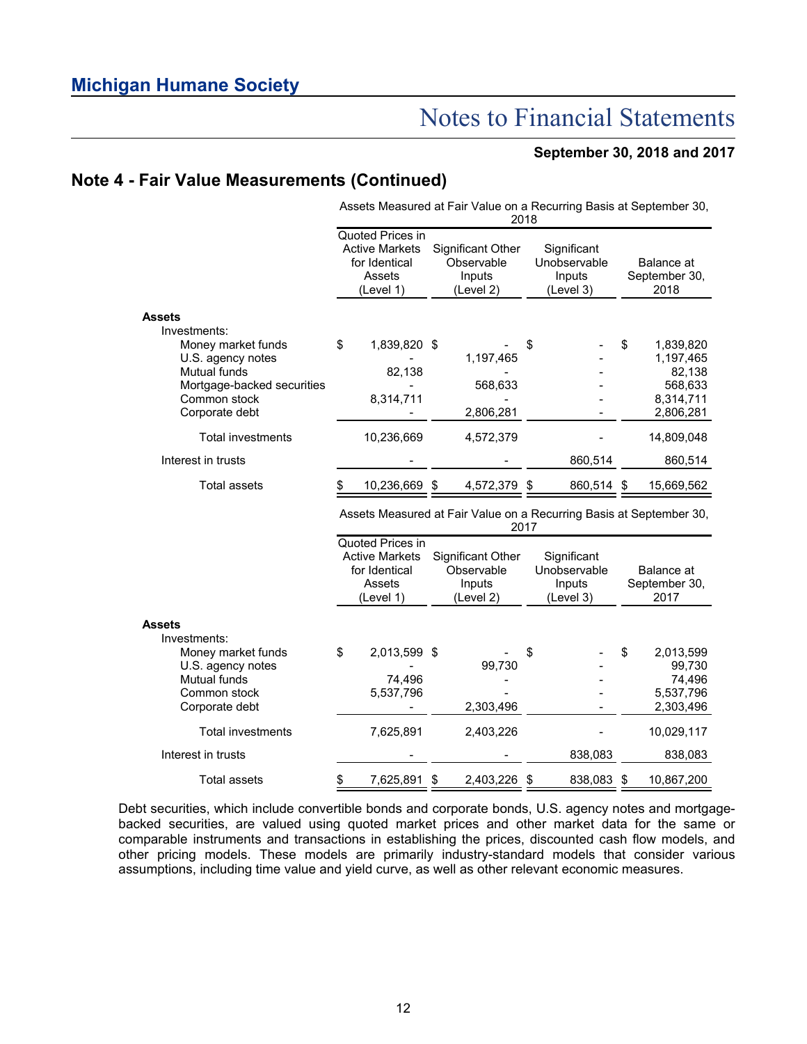## Note 4 - Fair Value Measurements (Continued)

| | Assets Measured at Fair Value on a Recurring Basis at September 30, 2018 | | | |
|---|---|---|---|---|
| | Quoted Prices in Active Markets for Identical Assets (Level 1) | Significant Other Observable Inputs (Level 2) | Significant Unobservable Inputs (Level 3) | Balance at September 30, 2018 |
| **Assets** | | | | |
| Investments: | | | | |
| Money market funds | $ 1,839,820 | $ - | $ - | $ 1,839,820 |
| U.S. agency notes | - | 1,197,465 | - | 1,197,465 |
| Mutual funds | 82,138 | - | - | 82,138 |
| Mortgage-backed securities | - | 568,633 | - | 568,633 |
| Common stock | 8,314,711 | - | - | 8,314,711 |
| Corporate debt | - | 2,806,281 | - | 2,806,281 |
| Total investments | 10,236,669 | 4,572,379 | - | 14,809,048 |
| Interest in trusts | - | - | 860,514 | 860,514 |
| Total assets | $ 10,236,669 | $ 4,572,379 | $ 860,514 | $ 15,669,562 |

| | Assets Measured at Fair Value on a Recurring Basis at September 30, 2017 | | | |
|---|---|---|---|---|
| | Quoted Prices in Active Markets for Identical Assets (Level 1) | Significant Other Observable Inputs (Level 2) | Significant Unobservable Inputs (Level 3) | Balance at September 30, 2017 |
| **Assets** | | | | |
| Investments: | | | | |
| Money market funds | $ 2,013,599 | $ - | $ - | $ 2,013,599 |
| U.S. agency notes | - | 99,730 | - | 99,730 |
| Mutual funds | 74,496 | - | - | 74,496 |
| Common stock | 5,537,796 | - | - | 5,537,796 |
| Corporate debt | - | 2,303,496 | - | 2,303,496 |
| Total investments | 7,625,891 | 2,403,226 | - | 10,029,117 |
| Interest in trusts | - | - | 838,083 | 838,083 |
| Total assets | $ 7,625,891 | $ 2,403,226 | $ 838,083 | $ 10,867,200 |

Debt securities, which include convertible bonds and corporate bonds, U.S. agency notes and mortgage-backed securities, are valued using quoted market prices and other market data for the same or comparable instruments and transactions in establishing the prices, discounted cash flow models, and other pricing models. These models are primarily industry-standard models that consider various assumptions, including time value and yield curve, as well as other relevant economic measures.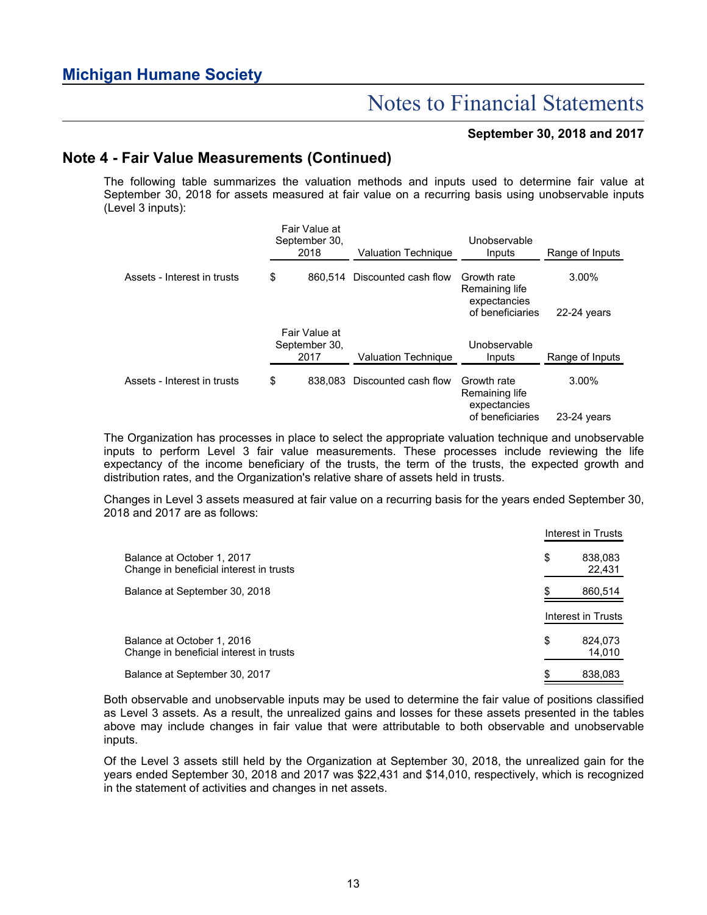## Note 4 - Fair Value Measurements (Continued)

The following table summarizes the valuation methods and inputs used to determine fair value at September 30, 2018 for assets measured at fair value on a recurring basis using unobservable inputs (Level 3 inputs):

| | Fair Value at September 30, 2018 | Valuation Technique | Unobservable Inputs | Range of Inputs |
|---|---|---|---|---|
| Assets - Interest in trusts | $ 860,514 | Discounted cash flow | Growth rate | 3.00% |
| | | | Remaining life expectancies of beneficiaries | 22-24 years |

| | Fair Value at September 30, 2017 | Valuation Technique | Unobservable Inputs | Range of Inputs |
|---|---|---|---|---|
| Assets - Interest in trusts | $ 838,083 | Discounted cash flow | Growth rate | 3.00% |
| | | | Remaining life expectancies of beneficiaries | 23-24 years |

The Organization has processes in place to select the appropriate valuation technique and unobservable inputs to perform Level 3 fair value measurements. These processes include reviewing the life expectancy of the income beneficiary of the trusts, the term of the trusts, the expected growth and distribution rates, and the Organization's relative share of assets held in trusts.

Changes in Level 3 assets measured at fair value on a recurring basis for the years ended September 30, 2018 and 2017 are as follows:

| | Interest in Trusts |
|---|---|
| Balance at October 1, 2017 | $ 838,083 |
| Change in beneficial interest in trusts | 22,431 |
| Balance at September 30, 2018 | $ 860,514 |

| | Interest in Trusts |
|---|---|
| Balance at October 1, 2016 | $ 824,073 |
| Change in beneficial interest in trusts | 14,010 |
| Balance at September 30, 2017 | $ 838,083 |

Both observable and unobservable inputs may be used to determine the fair value of positions classified as Level 3 assets. As a result, the unrealized gains and losses for these assets presented in the tables above may include changes in fair value that were attributable to both observable and unobservable inputs.

Of the Level 3 assets still held by the Organization at September 30, 2018, the unrealized gain for the years ended September 30, 2018 and 2017 was $22,431 and $14,010, respectively, which is recognized in the statement of activities and changes in net assets.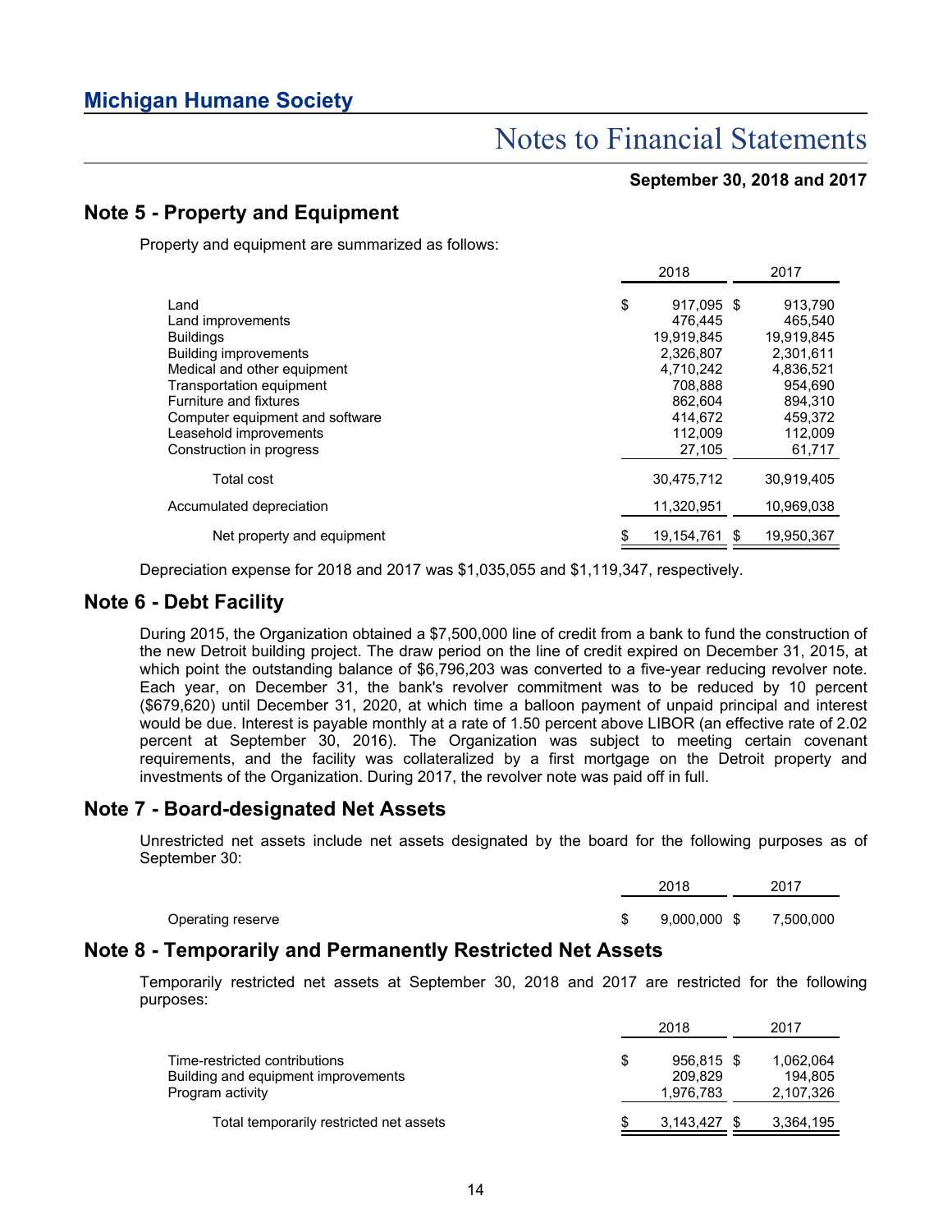## Note 5 - Property and Equipment

Property and equipment are summarized as follows:

| | 2018 | 2017 |
|---|---|---|
| Land | $ 917,095 | $ 913,790 |
| Land improvements | 476,445 | 465,540 |
| Buildings | 19,919,845 | 19,919,845 |
| Building improvements | 2,326,807 | 2,301,611 |
| Medical and other equipment | 4,710,242 | 4,836,521 |
| Transportation equipment | 708,888 | 954,690 |
| Furniture and fixtures | 862,604 | 894,310 |
| Computer equipment and software | 414,672 | 459,372 |
| Leasehold improvements | 112,009 | 112,009 |
| Construction in progress | 27,105 | 61,717 |
| Total cost | 30,475,712 | 30,919,405 |
| Accumulated depreciation | 11,320,951 | 10,969,038 |
| Net property and equipment | $ 19,154,761 | $ 19,950,367 |

Depreciation expense for 2018 and 2017 was $1,035,055 and $1,119,347, respectively.

## Note 6 - Debt Facility

During 2015, the Organization obtained a $7,500,000 line of credit from a bank to fund the construction of the new Detroit building project. The draw period on the line of credit expired on December 31, 2015, at which point the outstanding balance of $6,796,203 was converted to a five-year reducing revolver note. Each year, on December 31, the bank's revolver commitment was to be reduced by 10 percent ($679,620) until December 31, 2020, at which time a balloon payment of unpaid principal and interest would be due. Interest is payable monthly at a rate of 1.50 percent above LIBOR (an effective rate of 2.02 percent at September 30, 2016). The Organization was subject to meeting certain covenant requirements, and the facility was collateralized by a first mortgage on the Detroit property and investments of the Organization. During 2017, the revolver note was paid off in full.

## Note 7 - Board-designated Net Assets

Unrestricted net assets include net assets designated by the board for the following purposes as of September 30:

| | 2018 | 2017 |
|---|---|---|
| Operating reserve | $ 9,000,000 | $ 7,500,000 |

## Note 8 - Temporarily and Permanently Restricted Net Assets

Temporarily restricted net assets at September 30, 2018 and 2017 are restricted for the following purposes:

| | 2018 | 2017 |
|---|---|---|
| Time-restricted contributions | $ 956,815 | $ 1,062,064 |
| Building and equipment improvements | 209,829 | 194,805 |
| Program activity | 1,976,783 | 2,107,326 |
| Total temporarily restricted net assets | $ 3,143,427 | $ 3,364,195 |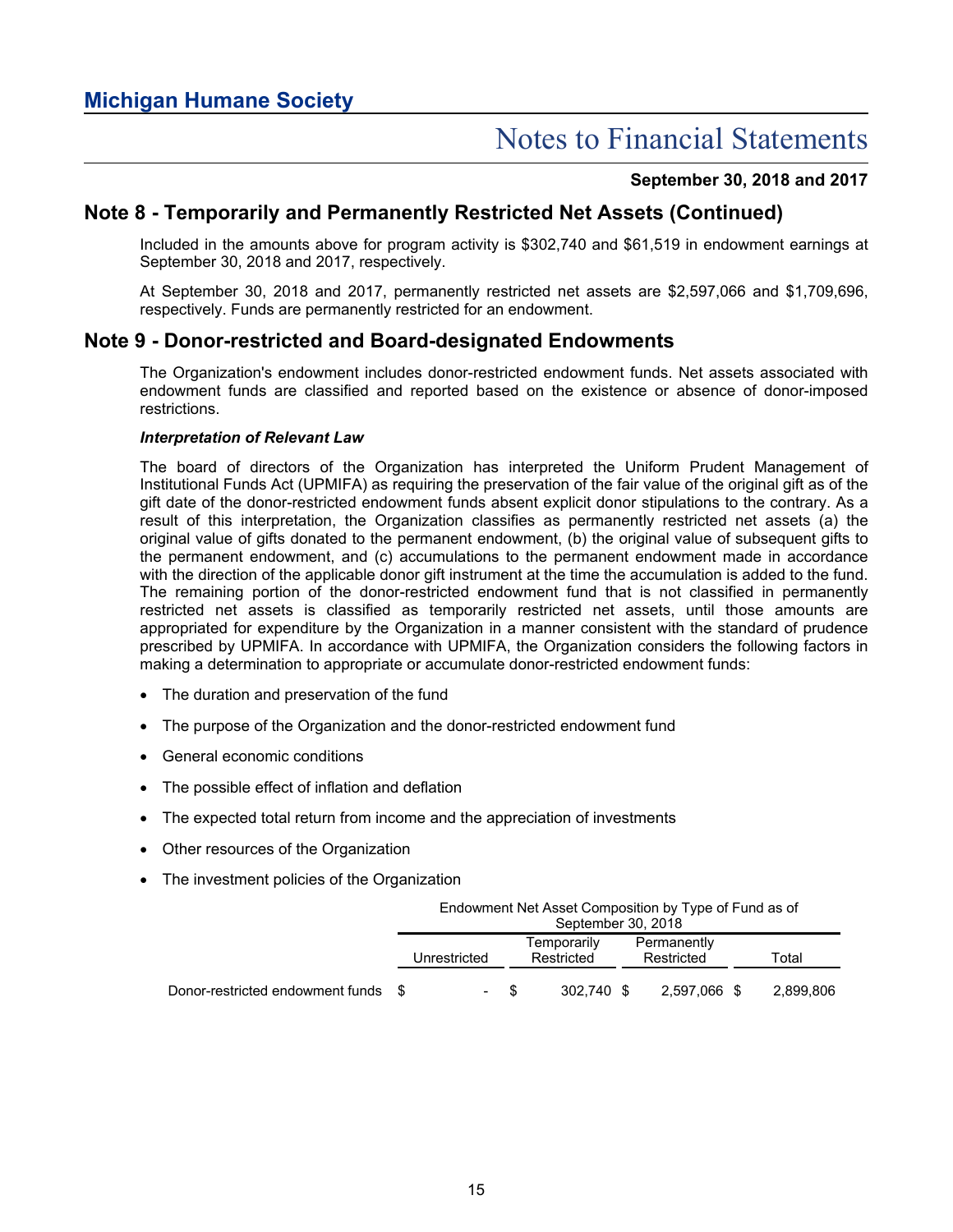## Note 8 - Temporarily and Permanently Restricted Net Assets (Continued)

Included in the amounts above for program activity is $302,740 and $61,519 in endowment earnings at September 30, 2018 and 2017, respectively.

At September 30, 2018 and 2017, permanently restricted net assets are $2,597,066 and $1,709,696, respectively. Funds are permanently restricted for an endowment.

## Note 9 - Donor-restricted and Board-designated Endowments

The Organization's endowment includes donor-restricted endowment funds. Net assets associated with endowment funds are classified and reported based on the existence or absence of donor-imposed restrictions.

***Interpretation of Relevant Law***

The board of directors of the Organization has interpreted the Uniform Prudent Management of Institutional Funds Act (UPMIFA) as requiring the preservation of the fair value of the original gift as of the gift date of the donor-restricted endowment funds absent explicit donor stipulations to the contrary. As a result of this interpretation, the Organization classifies as permanently restricted net assets (a) the original value of gifts donated to the permanent endowment, (b) the original value of subsequent gifts to the permanent endowment, and (c) accumulations to the permanent endowment made in accordance with the direction of the applicable donor gift instrument at the time the accumulation is added to the fund. The remaining portion of the donor-restricted endowment fund that is not classified in permanently restricted net assets is classified as temporarily restricted net assets, until those amounts are appropriated for expenditure by the Organization in a manner consistent with the standard of prudence prescribed by UPMIFA. In accordance with UPMIFA, the Organization considers the following factors in making a determination to appropriate or accumulate donor-restricted endowment funds:

- The duration and preservation of the fund
- The purpose of the Organization and the donor-restricted endowment fund
- General economic conditions
- The possible effect of inflation and deflation
- The expected total return from income and the appreciation of investments
- Other resources of the Organization
- The investment policies of the Organization

| | Endowment Net Asset Composition by Type of Fund as of September 30, 2018 | | | |
|---|---|---|---|---|
| | Unrestricted | Temporarily Restricted | Permanently Restricted | Total |
| Donor-restricted endowment funds | $ - | $ 302,740 | $ 2,597,066 | $ 2,899,806 |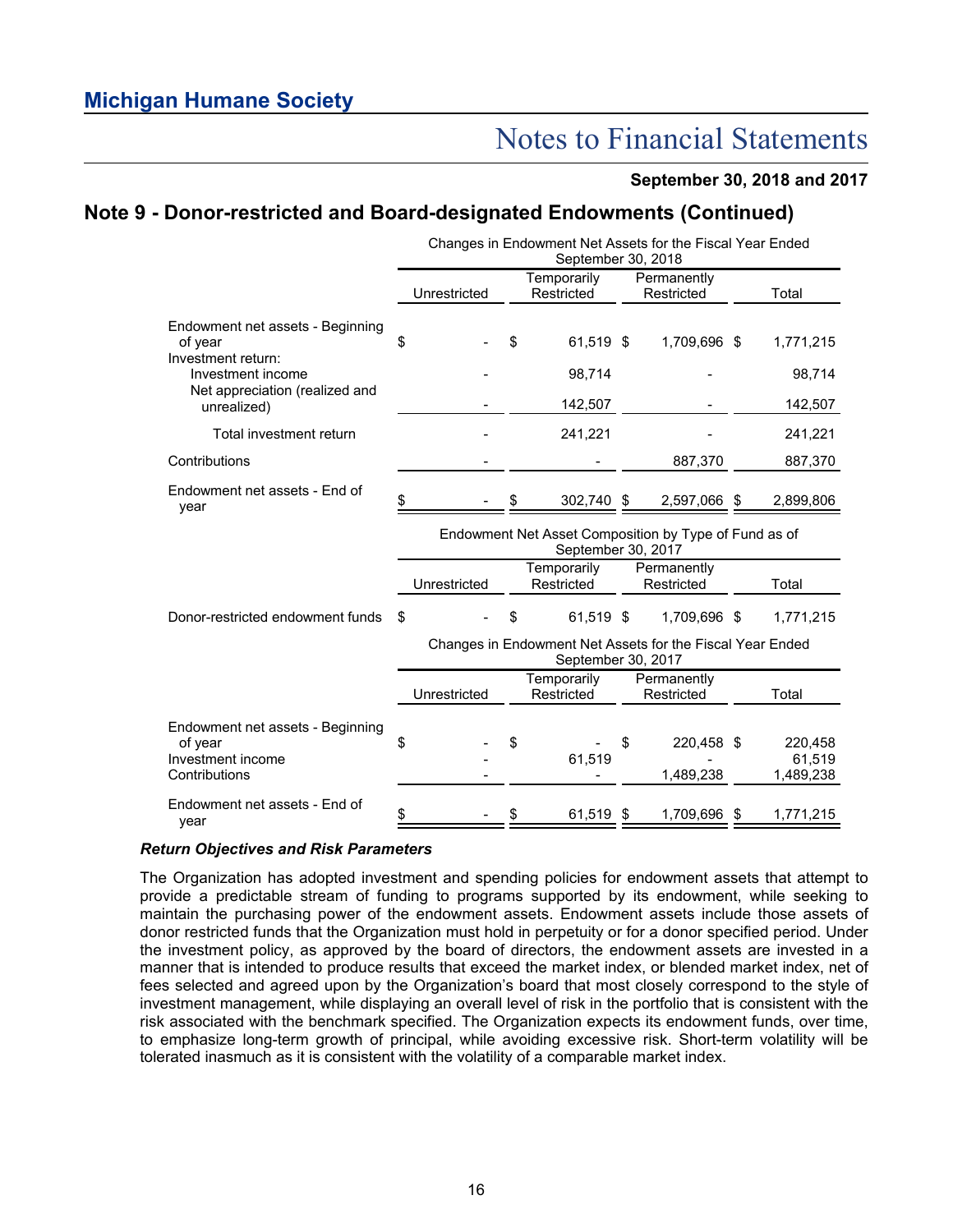## Note 9 - Donor-restricted and Board-designated Endowments (Continued)

| | Changes in Endowment Net Assets for the Fiscal Year Ended September 30, 2018 | | | |
|---|---|---|---|---|
| | Unrestricted | Temporarily Restricted | Permanently Restricted | Total |
| Endowment net assets - Beginning of year | $ - | $ 61,519 | $ 1,709,696 | $ 1,771,215 |
| Investment return: | | | | |
| Investment income | - | 98,714 | - | 98,714 |
| Net appreciation (realized and unrealized) | - | 142,507 | - | 142,507 |
| Total investment return | - | 241,221 | - | 241,221 |
| Contributions | - | - | 887,370 | 887,370 |
| Endowment net assets - End of year | $ - | $ 302,740 | $ 2,597,066 | $ 2,899,806 |

| | Endowment Net Asset Composition by Type of Fund as of September 30, 2017 | | | |
|---|---|---|---|---|
| | Unrestricted | Temporarily Restricted | Permanently Restricted | Total |
| Donor-restricted endowment funds | $ - | $ 61,519 | $ 1,709,696 | $ 1,771,215 |

| | Changes in Endowment Net Assets for the Fiscal Year Ended September 30, 2017 | | | |
|---|---|---|---|---|
| | Unrestricted | Temporarily Restricted | Permanently Restricted | Total |
| Endowment net assets - Beginning of year | $ - | $ - | $ 220,458 | $ 220,458 |
| Investment income | - | 61,519 | - | 61,519 |
| Contributions | - | - | 1,489,238 | 1,489,238 |
| Endowment net assets - End of year | $ - | $ 61,519 | $ 1,709,696 | $ 1,771,215 |

***Return Objectives and Risk Parameters***

The Organization has adopted investment and spending policies for endowment assets that attempt to provide a predictable stream of funding to programs supported by its endowment, while seeking to maintain the purchasing power of the endowment assets. Endowment assets include those assets of donor restricted funds that the Organization must hold in perpetuity or for a donor specified period. Under the investment policy, as approved by the board of directors, the endowment assets are invested in a manner that is intended to produce results that exceed the market index, or blended market index, net of fees selected and agreed upon by the Organization's board that most closely correspond to the style of investment management, while displaying an overall level of risk in the portfolio that is consistent with the risk associated with the benchmark specified. The Organization expects its endowment funds, over time, to emphasize long-term growth of principal, while avoiding excessive risk. Short-term volatility will be tolerated inasmuch as it is consistent with the volatility of a comparable market index.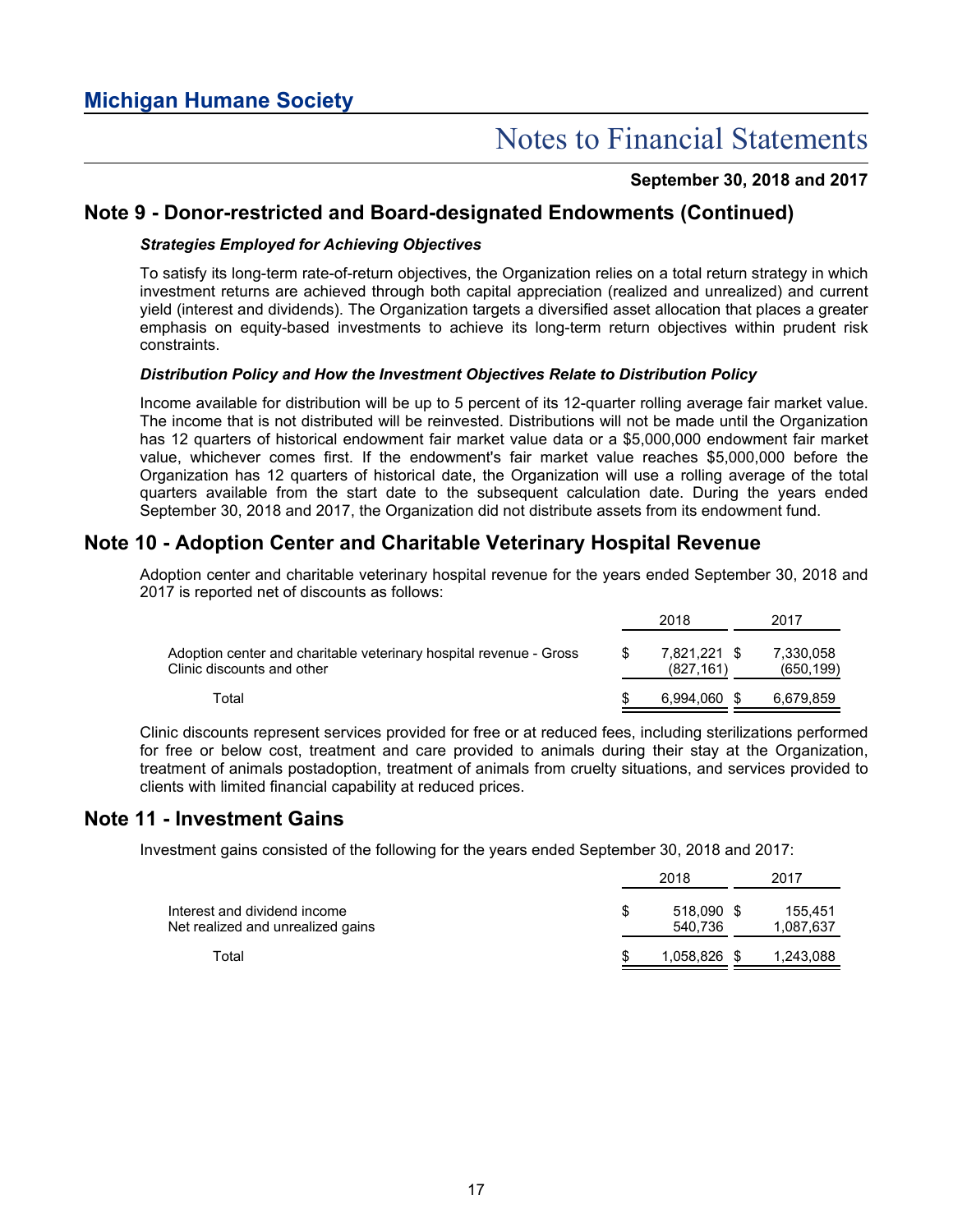## Note 9 - Donor-restricted and Board-designated Endowments (Continued)

***Strategies Employed for Achieving Objectives***

To satisfy its long-term rate-of-return objectives, the Organization relies on a total return strategy in which investment returns are achieved through both capital appreciation (realized and unrealized) and current yield (interest and dividends). The Organization targets a diversified asset allocation that places a greater emphasis on equity-based investments to achieve its long-term return objectives within prudent risk constraints.

***Distribution Policy and How the Investment Objectives Relate to Distribution Policy***

Income available for distribution will be up to 5 percent of its 12-quarter rolling average fair market value. The income that is not distributed will be reinvested. Distributions will not be made until the Organization has 12 quarters of historical endowment fair market value data or a $5,000,000 endowment fair market value, whichever comes first. If the endowment's fair market value reaches $5,000,000 before the Organization has 12 quarters of historical date, the Organization will use a rolling average of the total quarters available from the start date to the subsequent calculation date. During the years ended September 30, 2018 and 2017, the Organization did not distribute assets from its endowment fund.

## Note 10 - Adoption Center and Charitable Veterinary Hospital Revenue

Adoption center and charitable veterinary hospital revenue for the years ended September 30, 2018 and 2017 is reported net of discounts as follows:

| | 2018 | 2017 |
|---|---|---|
| Adoption center and charitable veterinary hospital revenue - Gross | $ 7,821,221 | $ 7,330,058 |
| Clinic discounts and other | (827,161) | (650,199) |
| Total | $ 6,994,060 | $ 6,679,859 |

Clinic discounts represent services provided for free or at reduced fees, including sterilizations performed for free or below cost, treatment and care provided to animals during their stay at the Organization, treatment of animals postadoption, treatment of animals from cruelty situations, and services provided to clients with limited financial capability at reduced prices.

## Note 11 - Investment Gains

Investment gains consisted of the following for the years ended September 30, 2018 and 2017:

| | 2018 | 2017 |
|---|---|---|
| Interest and dividend income | $ 518,090 | $ 155,451 |
| Net realized and unrealized gains | 540,736 | 1,087,637 |
| Total | $ 1,058,826 | $ 1,243,088 |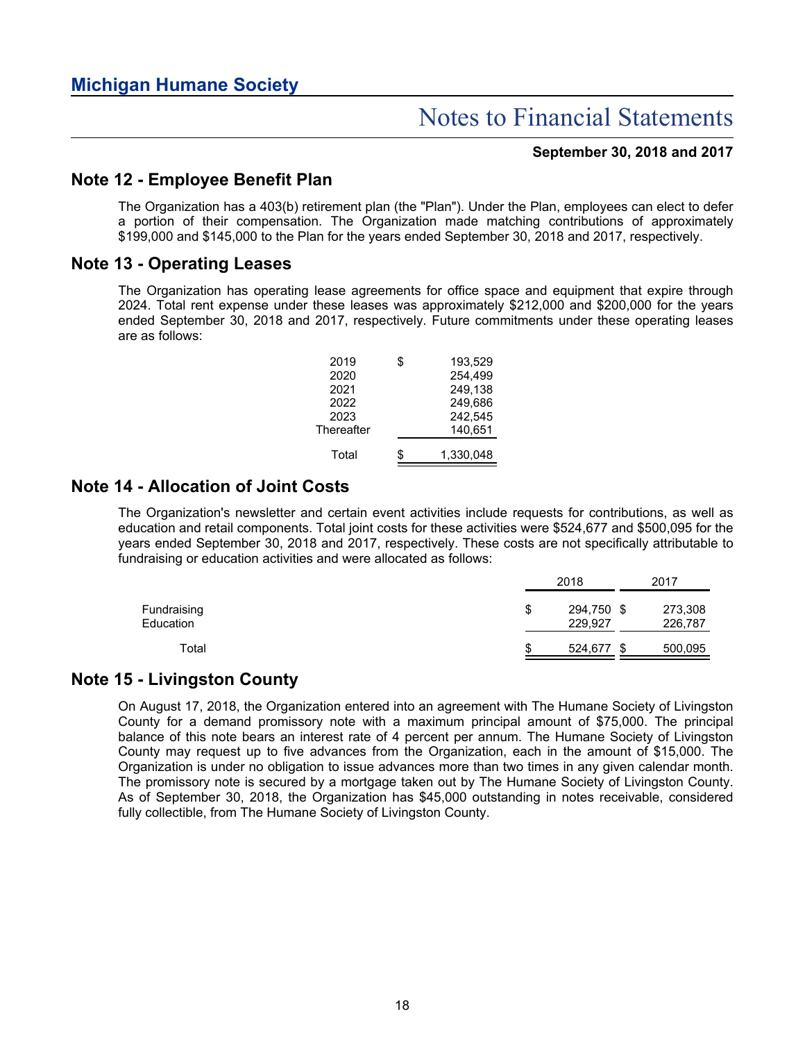# Michigan Humane Society

## Notes to Financial Statements

**September 30, 2018 and 2017**

## Note 12 - Employee Benefit Plan

The Organization has a 403(b) retirement plan (the "Plan"). Under the Plan, employees can elect to defer a portion of their compensation. The Organization made matching contributions of approximately $199,000 and $145,000 to the Plan for the years ended September 30, 2018 and 2017, respectively.

## Note 13 - Operating Leases

The Organization has operating lease agreements for office space and equipment that expire through 2024. Total rent expense under these leases was approximately $212,000 and $200,000 for the years ended September 30, 2018 and 2017, respectively. Future commitments under these operating leases are as follows:

| | | |
|---|---|---|
| 2019 | $ | 193,529 |
| 2020 | | 254,499 |
| 2021 | | 249,138 |
| 2022 | | 249,686 |
| 2023 | | 242,545 |
| Thereafter | | 140,651 |
| Total | $ | 1,330,048 |

## Note 14 - Allocation of Joint Costs

The Organization's newsletter and certain event activities include requests for contributions, as well as education and retail components. Total joint costs for these activities were $524,677 and $500,095 for the years ended September 30, 2018 and 2017, respectively. These costs are not specifically attributable to fundraising or education activities and were allocated as follows:

| | 2018 | 2017 |
|---|---|---|
| Fundraising | $ 294,750 | $ 273,308 |
| Education | 229,927 | 226,787 |
| Total | $ 524,677 | $ 500,095 |

## Note 15 - Livingston County

On August 17, 2018, the Organization entered into an agreement with The Humane Society of Livingston County for a demand promissory note with a maximum principal amount of $75,000. The principal balance of this note bears an interest rate of 4 percent per annum. The Humane Society of Livingston County may request up to five advances from the Organization, each in the amount of $15,000. The Organization is under no obligation to issue advances more than two times in any given calendar month. The promissory note is secured by a mortgage taken out by The Humane Society of Livingston County. As of September 30, 2018, the Organization has $45,000 outstanding in notes receivable, considered fully collectible, from The Humane Society of Livingston County.